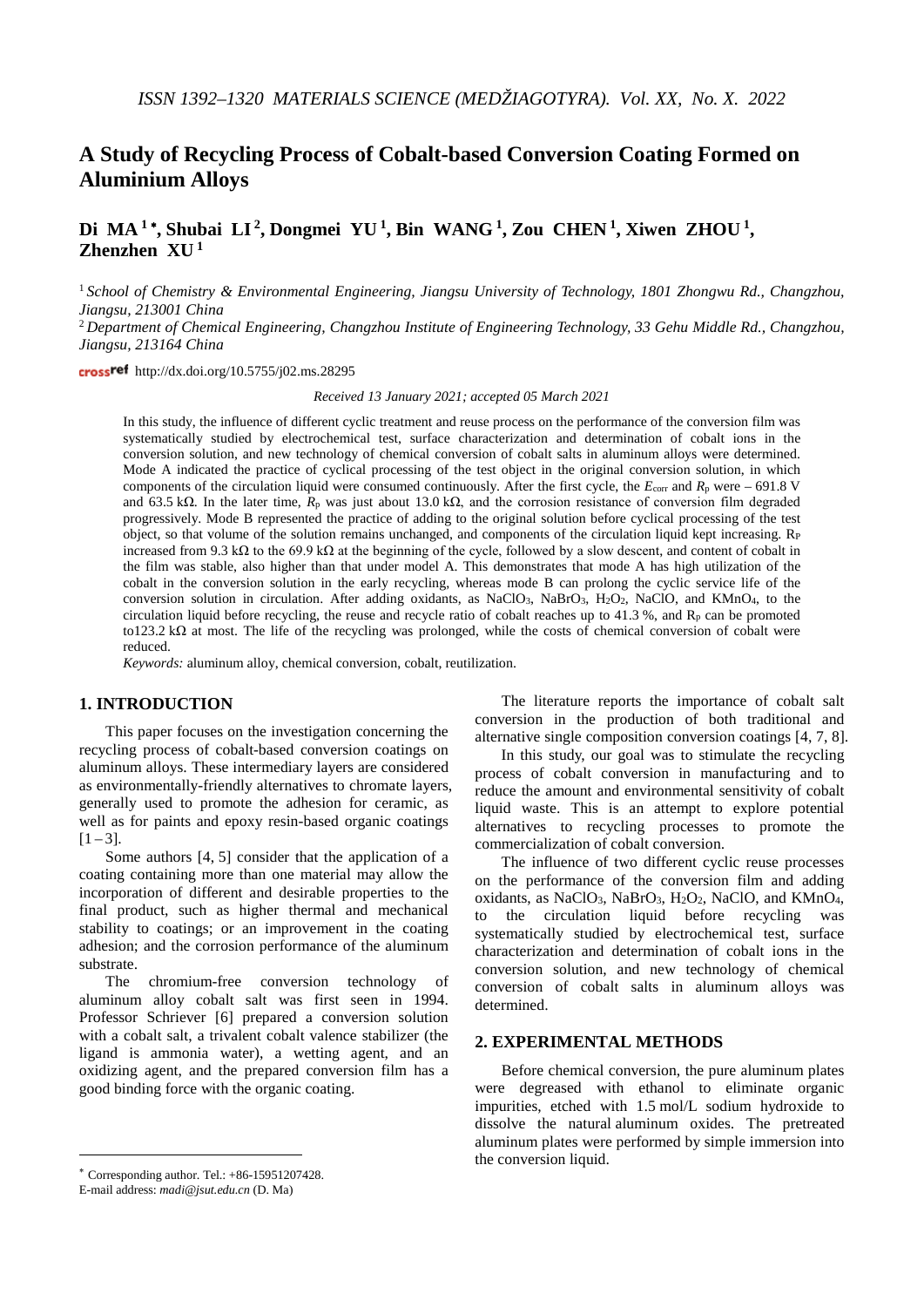# A Study of Recycling Process of Cobalt-based Conversion Coating Formed on Aluminium Alloys

**Di MA [1]\*, Shubai LI [2], Dongmei YU [1], Bin WANG [1], Zou CHEN [1], Xiwen ZHOU [1], Zhenzhen XU [1]**

[1] *School of Chemistry & Environmental Engineering, Jiangsu University of Technology, 1801 Zhongwu Rd., Changzhou, Jiangsu, 213001 China*

[2] *Department of Chemical Engineering, Changzhou Institute of Engineering Technology, 33 Gehu Middle Rd., Changzhou, Jiangsu, 213164 China*

http://dx.doi.org/10.5755/j02.ms.28295

*Received 13 January 2021; accepted 05 March 2021*

In this study, the influence of different cyclic treatment and reuse process on the performance of the conversion film was systematically studied by electrochemical test, surface characterization and determination of cobalt ions in the conversion solution, and new technology of chemical conversion of cobalt salts in aluminum alloys were determined. Mode A indicated the practice of cyclical processing of the test object in the original conversion solution, in which components of the circulation liquid were consumed continuously. After the first cycle, the $E_{corr}$ and $R_p$ were – 691.8 V and 63.5 kΩ. In the later time, $R_p$ was just about 13.0 kΩ, and the corrosion resistance of conversion film degraded progressively. Mode B represented the practice of adding to the original solution before cyclical processing of the test object, so that volume of the solution remains unchanged, and components of the circulation liquid kept increasing. $R_P$ increased from 9.3 kΩ to the 69.9 kΩ at the beginning of the cycle, followed by a slow descent, and content of cobalt in the film was stable, also higher than that under model A. This demonstrates that mode A has high utilization of the cobalt in the conversion solution in the early recycling, whereas mode B can prolong the cyclic service life of the conversion solution in circulation. After adding oxidants, as $NaClO_3$, $NaBrO_3$, $H_2O_2$, NaClO, and $KMnO_4$, to the circulation liquid before recycling, the reuse and recycle ratio of cobalt reaches up to 41.3 %, and $R_P$ can be promoted to123.2 kΩ at most. The life of the recycling was prolonged, while the costs of chemical conversion of cobalt were reduced.

*Keywords:* aluminum alloy, chemical conversion, cobalt, reutilization.

## 1. INTRODUCTION

This paper focuses on the investigation concerning the recycling process of cobalt-based conversion coatings on aluminum alloys. These intermediary layers are considered as environmentally-friendly alternatives to chromate layers, generally used to promote the adhesion for ceramic, as well as for paints and epoxy resin-based organic coatings [1 – 3].

Some authors [4, 5] consider that the application of a coating containing more than one material may allow the incorporation of different and desirable properties to the final product, such as higher thermal and mechanical stability to coatings; or an improvement in the coating adhesion; and the corrosion performance of the aluminum substrate.

The chromium-free conversion technology of aluminum alloy cobalt salt was first seen in 1994. Professor Schriever [6] prepared a conversion solution with a cobalt salt, a trivalent cobalt valence stabilizer (the ligand is ammonia water), a wetting agent, and an oxidizing agent, and the prepared conversion film has a good binding force with the organic coating.

The literature reports the importance of cobalt salt conversion in the production of both traditional and alternative single composition conversion coatings [4, 7, 8].

In this study, our goal was to stimulate the recycling process of cobalt conversion in manufacturing and to reduce the amount and environmental sensitivity of cobalt liquid waste. This is an attempt to explore potential alternatives to recycling processes to promote the commercialization of cobalt conversion.

The influence of two different cyclic reuse processes on the performance of the conversion film and adding oxidants, as $NaClO_3$, $NaBrO_3$, $H_2O_2$, NaClO, and $KMnO_4$, to the circulation liquid before recycling was systematically studied by electrochemical test, surface characterization and determination of cobalt ions in the conversion solution, and new technology of chemical conversion of cobalt salts in aluminum alloys was determined.

## 2. EXPERIMENTAL METHODS

Before chemical conversion, the pure aluminum plates were degreased with ethanol to eliminate organic impurities, etched with 1.5 mol/L sodium hydroxide to dissolve the natural aluminum oxides. The pretreated aluminum plates were performed by simple immersion into the conversion liquid.

---

\* Corresponding author. Tel.: +86-15951207428.
E-mail address: *madi@jsut.edu.cn* (D. Ma)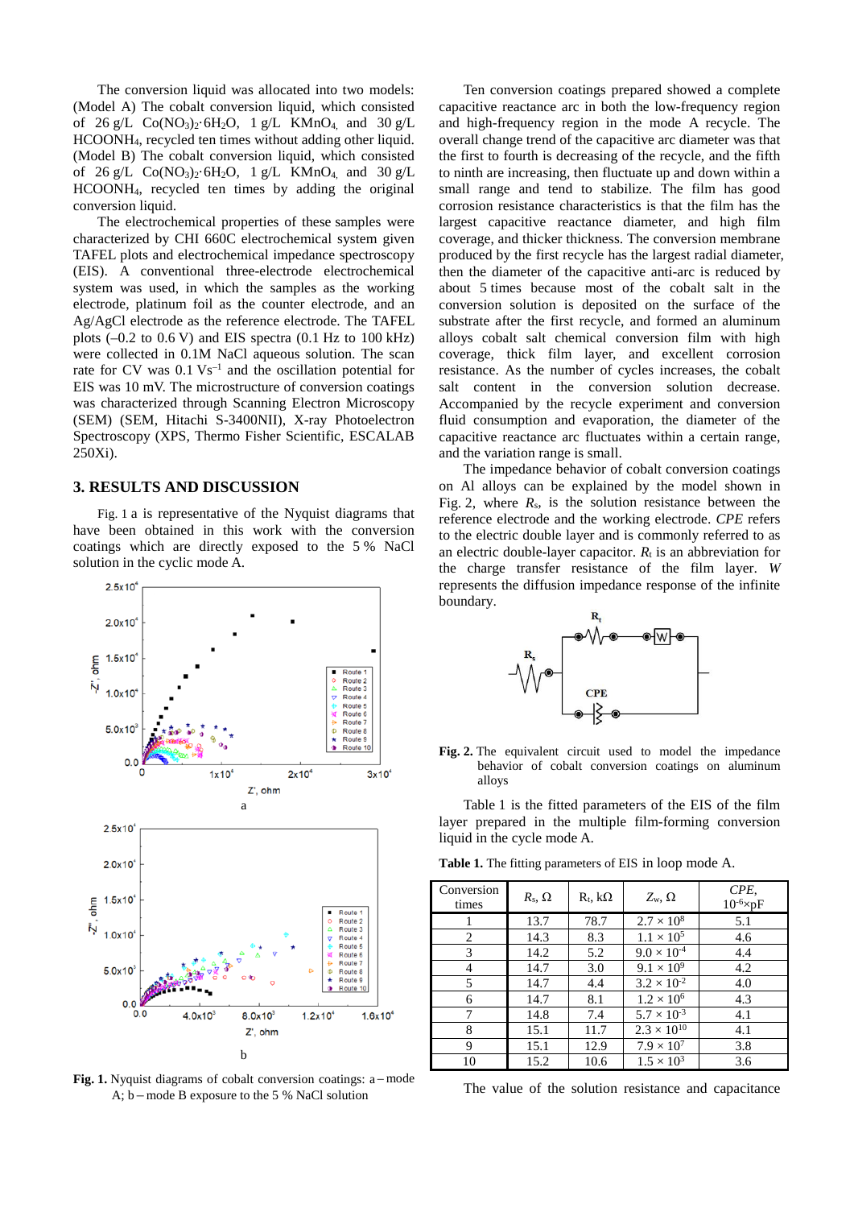The conversion liquid was allocated into two models: (Model A) The cobalt conversion liquid, which consisted of 26 g/L $Co(NO_3)_2 \cdot 6H_2O$, 1 g/L $KMnO_4$, and 30 g/L $HCOONH_4$, recycled ten times without adding other liquid. (Model B) The cobalt conversion liquid, which consisted of 26 g/L $Co(NO_3)_2 \cdot 6H_2O$, 1 g/L $KMnO_4$, and 30 g/L $HCOONH_4$, recycled ten times by adding the original conversion liquid.

The electrochemical properties of these samples were characterized by CHI 660C electrochemical system given TAFEL plots and electrochemical impedance spectroscopy (EIS). A conventional three-electrode electrochemical system was used, in which the samples as the working electrode, platinum foil as the counter electrode, and an Ag/AgCl electrode as the reference electrode. The TAFEL plots (–0.2 to 0.6 V) and EIS spectra (0.1 Hz to 100 kHz) were collected in 0.1M NaCl aqueous solution. The scan rate for CV was 0.1 $Vs^{-1}$ and the oscillation potential for EIS was 10 mV. The microstructure of conversion coatings was characterized through Scanning Electron Microscopy (SEM) (SEM, Hitachi S-3400NII), X-ray Photoelectron Spectroscopy (XPS, Thermo Fisher Scientific, ESCALAB 250Xi).

## 3. RESULTS AND DISCUSSION

Fig. 1 a is representative of the Nyquist diagrams that have been obtained in this work with the conversion coatings which are directly exposed to the 5 % NaCl solution in the cyclic mode A.

**Fig. 1.** Nyquist diagrams of cobalt conversion coatings: a – mode A; b – mode B exposure to the 5 % NaCl solution

Ten conversion coatings prepared showed a complete capacitive reactance arc in both the low-frequency region and high-frequency region in the mode A recycle. The overall change trend of the capacitive arc diameter was that the first to fourth is decreasing of the recycle, and the fifth to ninth are increasing, then fluctuate up and down within a small range and tend to stabilize. The film has good corrosion resistance characteristics is that the film has the largest capacitive reactance diameter, and high film coverage, and thicker thickness. The conversion membrane produced by the first recycle has the largest radial diameter, then the diameter of the capacitive anti-arc is reduced by about 5 times because most of the cobalt salt in the conversion solution is deposited on the surface of the substrate after the first recycle, and formed an aluminum alloys cobalt salt chemical conversion film with high coverage, thick film layer, and excellent corrosion resistance. As the number of cycles increases, the cobalt salt content in the conversion solution decrease. Accompanied by the recycle experiment and conversion fluid consumption and evaporation, the diameter of the capacitive reactance arc fluctuates within a certain range, and the variation range is small.

The impedance behavior of cobalt conversion coatings on Al alloys can be explained by the model shown in Fig. 2, where $R_s$, is the solution resistance between the reference electrode and the working electrode. *CPE* refers to the electric double layer and is commonly referred to as an electric double-layer capacitor. $R_t$ is an abbreviation for the charge transfer resistance of the film layer. *W* represents the diffusion impedance response of the infinite boundary.

**Fig. 2.** The equivalent circuit used to model the impedance behavior of cobalt conversion coatings on aluminum alloys

Table 1 is the fitted parameters of the EIS of the film layer prepared in the multiple film-forming conversion liquid in the cycle mode A.

**Table 1.** The fitting parameters of EIS in loop mode A.

| Conversion times | $R_s$, Ω | $R_t$, kΩ | $Z_w$, Ω | *CPE*, $10^{-6}$×pF |
|---|---|---|---|---|
| 1 | 13.7 | 78.7 | $2.7 \times 10^{8}$ | 5.1 |
| 2 | 14.3 | 8.3 | $1.1 \times 10^{5}$ | 4.6 |
| 3 | 14.2 | 5.2 | $9.0 \times 10^{-4}$ | 4.4 |
| 4 | 14.7 | 3.0 | $9.1 \times 10^{9}$ | 4.2 |
| 5 | 14.7 | 4.4 | $3.2 \times 10^{-2}$ | 4.0 |
| 6 | 14.7 | 8.1 | $1.2 \times 10^{6}$ | 4.3 |
| 7 | 14.8 | 7.4 | $5.7 \times 10^{-3}$ | 4.1 |
| 8 | 15.1 | 11.7 | $2.3 \times 10^{10}$ | 4.1 |
| 9 | 15.1 | 12.9 | $7.9 \times 10^{7}$ | 3.8 |
| 10 | 15.2 | 10.6 | $1.5 \times 10^{3}$ | 3.6 |

The value of the solution resistance and capacitance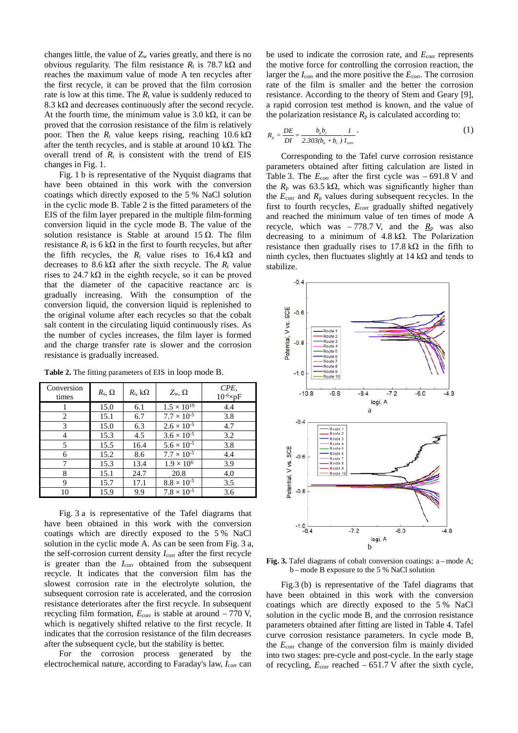changes little, the value of $Z_w$ varies greatly, and there is no obvious regularity. The film resistance $R_t$ is 78.7 kΩ and reaches the maximum value of mode A ten recycles after the first recycle, it can be proved that the film corrosion rate is low at this time. The $R_t$ value is suddenly reduced to 8.3 kΩ and decreases continuously after the second recycle. At the fourth time, the minimum value is 3.0 kΩ, it can be proved that the corrosion resistance of the film is relatively poor. Then the $R_t$ value keeps rising, reaching 10.6 kΩ after the tenth recycles, and is stable at around 10 kΩ. The overall trend of $R_t$ is consistent with the trend of EIS changes in Fig. 1.

Fig. 1 b is representative of the Nyquist diagrams that have been obtained in this work with the conversion coatings which directly exposed to the 5 % NaCl solution in the cyclic mode B. Table 2 is the fitted parameters of the EIS of the film layer prepared in the multiple film-forming conversion liquid in the cycle mode B. The value of the solution resistance is Stable at around 15 Ω. The film resistance $R_t$ is 6 kΩ in the first to fourth recycles, but after the fifth recycles, the $R_t$ value rises to 16.4 kΩ and decreases to 8.6 kΩ after the sixth recycle. The $R_t$ value rises to 24.7 kΩ in the eighth recycle, so it can be proved that the diameter of the capacitive reactance arc is gradually increasing. With the consumption of the conversion liquid, the conversion liquid is replenished to the original volume after each recycles so that the cobalt salt content in the circulating liquid continuously rises. As the number of cycles increases, the film layer is formed and the charge transfer rate is slower and the corrosion resistance is gradually increased.

**Table 2.** The fitting parameters of EIS in loop mode B.

| Conversion times | $R_s$, Ω | $R_t$, kΩ | $Z_w$, Ω | $CPE$, $10^{-6}$×pF |
|---|---|---|---|---|
| 1 | 15.0 | 6.1 | $1.5 \times 10^{19}$ | 4.4 |
| 2 | 15.1 | 6.7 | $7.7 \times 10^{-5}$ | 3.8 |
| 3 | 15.0 | 6.3 | $2.6 \times 10^{-5}$ | 4.7 |
| 4 | 15.3 | 4.5 | $3.6 \times 10^{-5}$ | 3.2 |
| 5 | 15.5 | 16.4 | $5.6 \times 10^{-5}$ | 3.8 |
| 6 | 15.2 | 8.6 | $7.7 \times 10^{-5}$ | 4.4 |
| 7 | 15.3 | 13.4 | $1.9 \times 10^{6}$ | 3.9 |
| 8 | 15.1 | 24.7 | 20.8 | 4.0 |
| 9 | 15.7 | 17.1 | $8.8 \times 10^{-5}$ | 3.5 |
| 10 | 15.9 | 9.9 | $7.8 \times 10^{-5}$ | 3.6 |

Fig. 3 a is representative of the Tafel diagrams that have been obtained in this work with the conversion coatings which are directly exposed to the 5 % NaCl solution in the cyclic mode A. As can be seen from Fig. 3 a, the self-corrosion current density $I_{corr}$ after the first recycle is greater than the $I_{corr}$ obtained from the subsequent recycle. It indicates that the conversion film has the slowest corrosion rate in the electrolyte solution, the subsequent corrosion rate is accelerated, and the corrosion resistance deteriorates after the first recycle. In subsequent recycling film formation, $E_{corr}$ is stable at around – 770 V, which is negatively shifted relative to the first recycle. It indicates that the corrosion resistance of the film decreases after the subsequent cycle, but the stability is better.

For the corrosion process generated by the electrochemical nature, according to Faraday's law, $I_{corr}$ can be used to indicate the corrosion rate, and $E_{corr}$ represents the motive force for controlling the corrosion reaction, the larger the $I_{corr}$ and the more positive the $E_{corr}$. The corrosion rate of the film is smaller and the better the corrosion resistance. According to the theory of Stem and Geary [9], a rapid corrosion test method is known, and the value of the polarization resistance $R_p$ is calculated according to:

$$R_p = \frac{DE}{DI} = \frac{b_a b_c}{2.303(b_a + b_c)} \frac{1}{I_{corr}} . \tag{1}$$

Corresponding to the Tafel curve corrosion resistance parameters obtained after fitting calculation are listed in Table 3. The $E_{corr}$ after the first cycle was – 691.8 V and the $R_p$ was 63.5 kΩ, which was significantly higher than the $E_{corr}$ and $R_p$ values during subsequent recycles. In the first to fourth recycles, $E_{corr}$ gradually shifted negatively and reached the minimum value of ten times of mode A recycle, which was – 778.7 V, and the $R_p$ was also decreasing to a minimum of 4.8 kΩ. The Polarization resistance then gradually rises to 17.8 kΩ in the fifth to ninth cycles, then fluctuates slightly at 14 kΩ and tends to stabilize.

**Fig. 3.** Tafel diagrams of cobalt conversion coatings: a – mode A; b – mode B exposure to the 5 % NaCl solution

Fig.3 (b) is representative of the Tafel diagrams that have been obtained in this work with the conversion coatings which are directly exposed to the 5 % NaCl solution in the cyclic mode B, and the corrosion resistance parameters obtained after fitting are listed in Table 4. Tafel curve corrosion resistance parameters. In cycle mode B, the $E_{corr}$ change of the conversion film is mainly divided into two stages: pre-cycle and post-cycle. In the early stage of recycling, $E_{corr}$ reached – 651.7 V after the sixth cycle,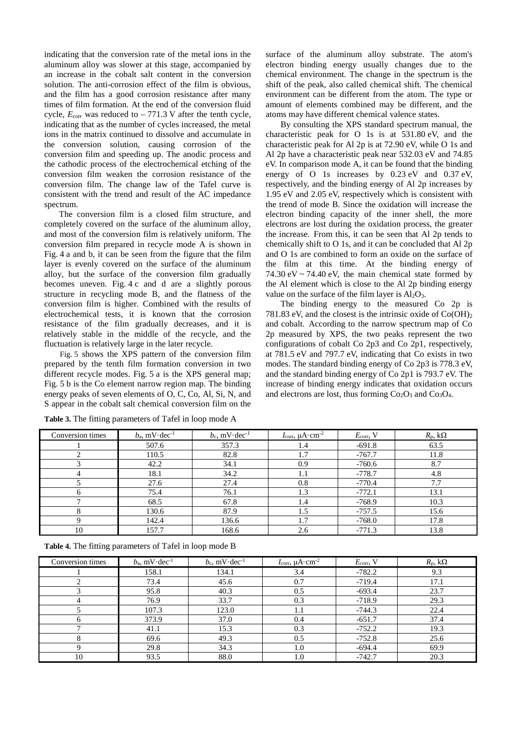indicating that the conversion rate of the metal ions in the aluminum alloy was slower at this stage, accompanied by an increase in the cobalt salt content in the conversion solution. The anti-corrosion effect of the film is obvious, and the film has a good corrosion resistance after many times of film formation. At the end of the conversion fluid cycle, $E_{corr}$ was reduced to – 771.3 V after the tenth cycle, indicating that as the number of cycles increased, the metal ions in the matrix continued to dissolve and accumulate in the conversion solution, causing corrosion of the conversion film and speeding up. The anodic process and the cathodic process of the electrochemical etching of the conversion film weaken the corrosion resistance of the conversion film. The change law of the Tafel curve is consistent with the trend and result of the AC impedance spectrum.

The conversion film is a closed film structure, and completely covered on the surface of the aluminum alloy, and most of the conversion film is relatively uniform. The conversion film prepared in recycle mode A is shown in Fig. 4 a and b, it can be seen from the figure that the film layer is evenly covered on the surface of the aluminum alloy, but the surface of the conversion film gradually becomes uneven. Fig. 4 c and d are a slightly porous structure in recycling mode B, and the flatness of the conversion film is higher. Combined with the results of electrochemical tests, it is known that the corrosion resistance of the film gradually decreases, and it is relatively stable in the middle of the recycle, and the fluctuation is relatively large in the later recycle.

Fig. 5 shows the XPS pattern of the conversion film prepared by the tenth film formation conversion in two different recycle modes. Fig. 5 a is the XPS general map; Fig. 5 b is the Co element narrow region map. The binding energy peaks of seven elements of O, C, Co, Al, Si, N, and S appear in the cobalt salt chemical conversion film on the surface of the aluminum alloy substrate. The atom's electron binding energy usually changes due to the chemical environment. The change in the spectrum is the shift of the peak, also called chemical shift. The chemical environment can be different from the atom. The type or amount of elements combined may be different, and the atoms may have different chemical valence states.

By consulting the XPS standard spectrum manual, the characteristic peak for O 1s is at 531.80 eV, and the characteristic peak for Al 2p is at 72.90 eV, while O 1s and Al 2p have a characteristic peak near 532.03 eV and 74.85 eV. In comparison mode A, it can be found that the binding energy of O 1s increases by 0.23 eV and 0.37 eV, respectively, and the binding energy of Al 2p increases by 1.95 eV and 2.05 eV, respectively which is consistent with the trend of mode B. Since the oxidation will increase the electron binding capacity of the inner shell, the more electrons are lost during the oxidation process, the greater the increase. From this, it can be seen that Al 2p tends to chemically shift to O 1s, and it can be concluded that Al 2p and O 1s are combined to form an oxide on the surface of the film at this time. At the binding energy of 74.30 eV ~ 74.40 eV, the main chemical state formed by the Al element which is close to the Al 2p binding energy value on the surface of the film layer is $Al_2O_3$.

The binding energy to the measured Co 2p is 781.83 eV, and the closest is the intrinsic oxide of $Co(OH)_2$ and cobalt. According to the narrow spectrum map of Co 2p measured by XPS, the two peaks represent the two configurations of cobalt Co 2p3 and Co 2p1, respectively, at 781.5 eV and 797.7 eV, indicating that Co exists in two modes. The standard binding energy of Co 2p3 is 778.3 eV, and the standard binding energy of Co 2p1 is 793.7 eV. The increase of binding energy indicates that oxidation occurs and electrons are lost, thus forming $Co_2O_3$ and $Co_3O_4$.

**Table 3.** The fitting parameters of Tafel in loop mode A

| Conversion times | $b_a$, mV·dec$^{-1}$ | $b_c$, mV·dec$^{-1}$ | $I_{corr}$, μA·cm$^{-2}$ | $E_{corr}$, V | $R_p$, kΩ |
|---|---|---|---|---|---|
| 1 | 507.6 | 357.3 | 1.4 | -691.8 | 63.5 |
| 2 | 110.5 | 82.8 | 1.7 | -767.7 | 11.8 |
| 3 | 42.2 | 34.1 | 0.9 | -760.6 | 8.7 |
| 4 | 18.1 | 34.2 | 1.1 | -778.7 | 4.8 |
| 5 | 27.6 | 27.4 | 0.8 | -770.4 | 7.7 |
| 6 | 75.4 | 76.1 | 1.3 | -772.1 | 13.1 |
| 7 | 68.5 | 67.8 | 1.4 | -768.9 | 10.3 |
| 8 | 130.6 | 87.9 | 1.5 | -757.5 | 15.6 |
| 9 | 142.4 | 136.6 | 1.7 | -768.0 | 17.8 |
| 10 | 157.7 | 168.6 | 2.6 | -771.3 | 13.8 |

**Table 4.** The fitting parameters of Tafel in loop mode B

| Conversion times | $b_a$, mV·dec$^{-1}$ | $b_c$, mV·dec$^{-1}$ | $I_{corr}$, μA·cm$^{-2}$ | $E_{corr}$, V | $R_p$, kΩ |
|---|---|---|---|---|---|
| 1 | 158.1 | 134.1 | 3.4 | -782.2 | 9.3 |
| 2 | 73.4 | 45.6 | 0.7 | -719.4 | 17.1 |
| 3 | 95.8 | 40.3 | 0.5 | -693.4 | 23.7 |
| 4 | 76.9 | 33.7 | 0.3 | -718.9 | 29.3 |
| 5 | 107.3 | 123.0 | 1.1 | -744.3 | 22.4 |
| 6 | 373.9 | 37.0 | 0.4 | -651.7 | 37.4 |
| 7 | 41.1 | 15.3 | 0.3 | -752.2 | 19.3 |
| 8 | 69.6 | 49.3 | 0.5 | -752.8 | 25.6 |
| 9 | 29.8 | 34.3 | 1.0 | -694.4 | 69.9 |
| 10 | 93.5 | 88.0 | 1.0 | -742.7 | 20.3 |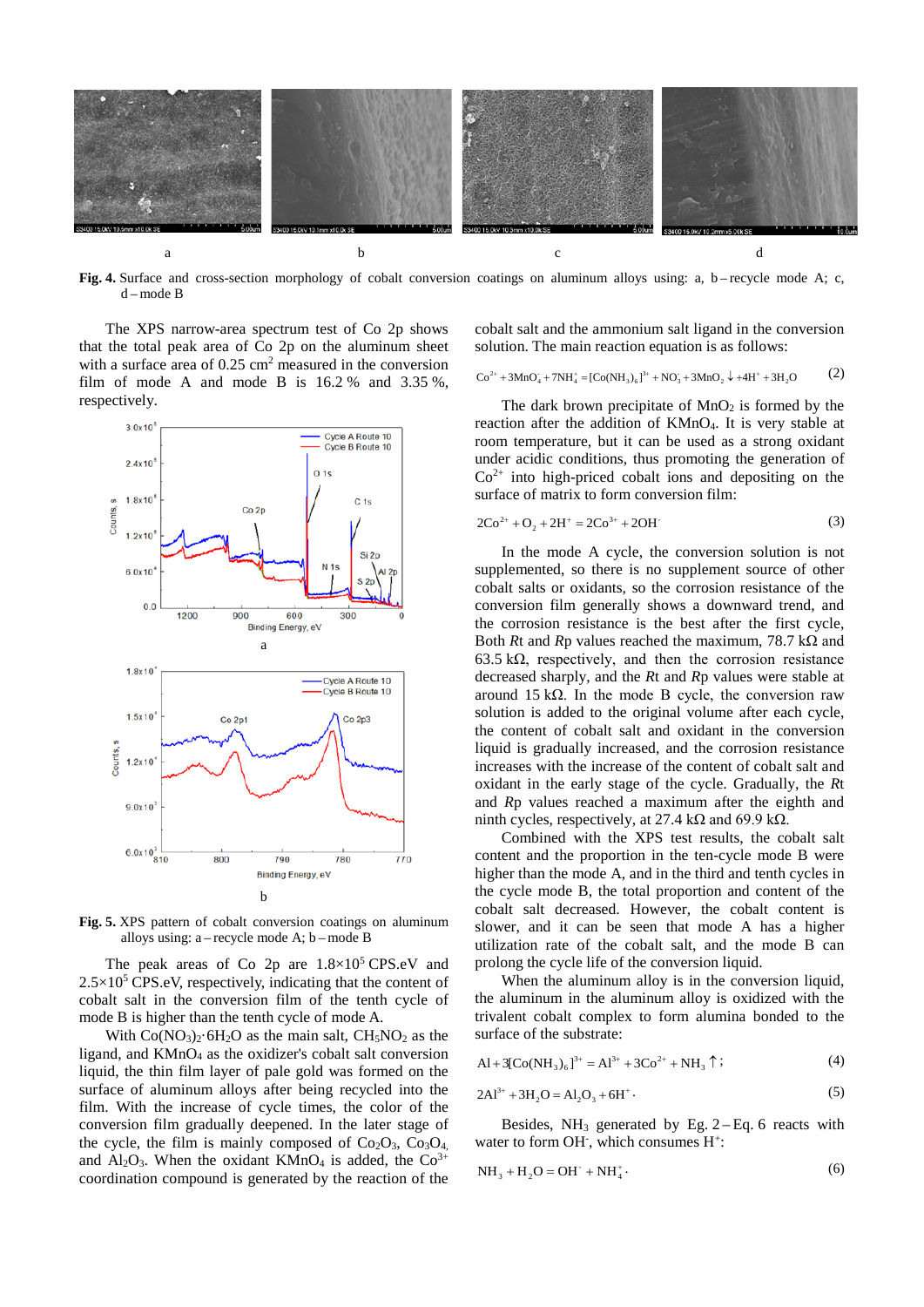Fig. 4. Surface and cross-section morphology of cobalt conversion coatings on aluminum alloys using: a, b – recycle mode A; c, d – mode B

The XPS narrow-area spectrum test of Co 2p shows that the total peak area of Co 2p on the aluminum sheet with a surface area of 0.25 $cm^2$ measured in the conversion film of mode A and mode B is 16.2 % and 3.35 %, respectively.

Fig. 5. XPS pattern of cobalt conversion coatings on aluminum alloys using: a – recycle mode A; b – mode B

The peak areas of Co 2p are $1.8\times10^5$ CPS.eV and $2.5\times10^5$ CPS.eV, respectively, indicating that the content of cobalt salt in the conversion film of the tenth cycle of mode B is higher than the tenth cycle of mode A.

With $Co(NO_3)_2 \cdot 6H_2O$ as the main salt, $CH_5NO_2$ as the ligand, and $KMnO_4$ as the oxidizer's cobalt salt conversion liquid, the thin film layer of pale gold was formed on the surface of aluminum alloys after being recycled into the film. With the increase of cycle times, the color of the conversion film gradually deepened. In the later stage of the cycle, the film is mainly composed of $Co_2O_3$, $Co_3O_4$, and $Al_2O_3$. When the oxidant $KMnO_4$ is added, the $Co^{3+}$ coordination compound is generated by the reaction of the cobalt salt and the ammonium salt ligand in the conversion solution. The main reaction equation is as follows:

$$Co^{2+} + 3MnO_4^- + 7NH_4^+ = [Co(NH_3)_6]^{3+} + NO_3^- + 3MnO_2\downarrow + 4H^+ + 3H_2O \quad (2)$$

The dark brown precipitate of $MnO_2$ is formed by the reaction after the addition of $KMnO_4$. It is very stable at room temperature, but it can be used as a strong oxidant under acidic conditions, thus promoting the generation of $Co^{2+}$ into high-priced cobalt ions and depositing on the surface of matrix to form conversion film:

$$2Co^{2+} + O_2 + 2H^+ = 2Co^{3+} + 2OH^- \quad (3)$$

In the mode A cycle, the conversion solution is not supplemented, so there is no supplement source of other cobalt salts or oxidants, so the corrosion resistance of the conversion film generally shows a downward trend, and the corrosion resistance is the best after the first cycle, Both *Rt* and *Rp* values reached the maximum, 78.7 kΩ and 63.5 kΩ, respectively, and then the corrosion resistance decreased sharply, and the *Rt* and *Rp* values were stable at around 15 kΩ. In the mode B cycle, the conversion raw solution is added to the original volume after each cycle, the content of cobalt salt and oxidant in the conversion liquid is gradually increased, and the corrosion resistance increases with the increase of the content of cobalt salt and oxidant in the early stage of the cycle. Gradually, the *Rt* and *Rp* values reached a maximum after the eighth and ninth cycles, respectively, at 27.4 kΩ and 69.9 kΩ.

Combined with the XPS test results, the cobalt salt content and the proportion in the ten-cycle mode B were higher than the mode A, and in the third and tenth cycles in the cycle mode B, the total proportion and content of the cobalt salt decreased. However, the cobalt content is slower, and it can be seen that mode A has a higher utilization rate of the cobalt salt, and the mode B can prolong the cycle life of the conversion liquid.

When the aluminum alloy is in the conversion liquid, the aluminum in the aluminum alloy is oxidized with the trivalent cobalt complex to form alumina bonded to the surface of the substrate:

$$Al + 3[Co(NH_3)_6]^{3+} = Al^{3+} + 3Co^{2+} + NH_3\uparrow; \quad (4)$$

$$2Al^{3+} + 3H_2O = Al_2O_3 + 6H^+. \quad (5)$$

Besides, $NH_3$ generated by Eg. 2 – Eq. 6 reacts with water to form $OH^-$, which consumes $H^+$:

$$NH_3 + H_2O = OH^- + NH_4^+. \quad (6)$$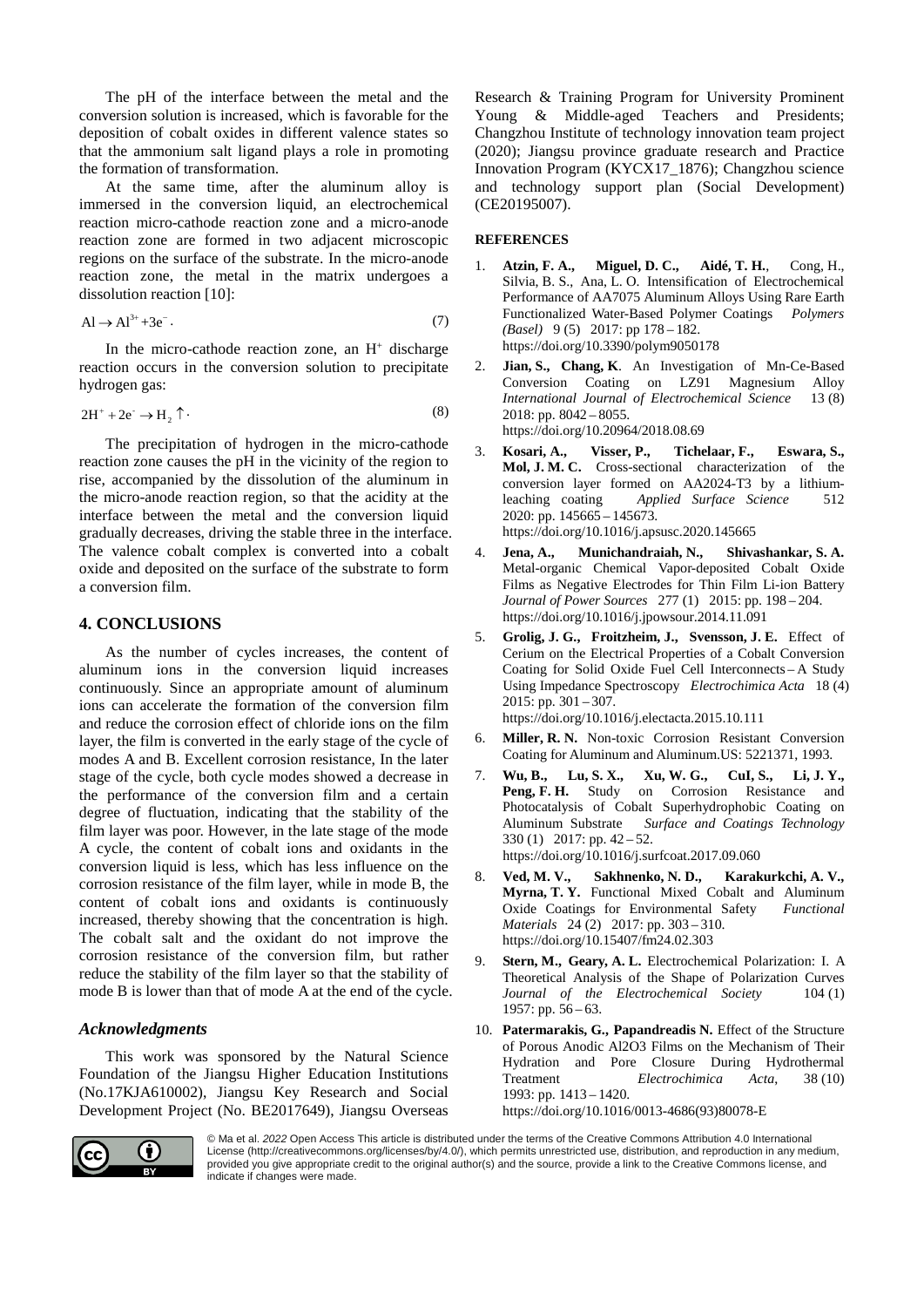The pH of the interface between the metal and the conversion solution is increased, which is favorable for the deposition of cobalt oxides in different valence states so that the ammonium salt ligand plays a role in promoting the formation of transformation.

At the same time, after the aluminum alloy is immersed in the conversion liquid, an electrochemical reaction micro-cathode reaction zone and a micro-anode reaction zone are formed in two adjacent microscopic regions on the surface of the substrate. In the micro-anode reaction zone, the metal in the matrix undergoes a dissolution reaction [10]:

$$Al \rightarrow Al^{3+} + 3e^{-}. \tag{7}$$

In the micro-cathode reaction zone, an $H^{+}$ discharge reaction occurs in the conversion solution to precipitate hydrogen gas:

$$2H^{+} + 2e^{-} \rightarrow H_2 \uparrow. \tag{8}$$

The precipitation of hydrogen in the micro-cathode reaction zone causes the pH in the vicinity of the region to rise, accompanied by the dissolution of the aluminum in the micro-anode reaction region, so that the acidity at the interface between the metal and the conversion liquid gradually decreases, driving the stable three in the interface. The valence cobalt complex is converted into a cobalt oxide and deposited on the surface of the substrate to form a conversion film.

## 4. CONCLUSIONS

As the number of cycles increases, the content of aluminum ions in the conversion liquid increases continuously. Since an appropriate amount of aluminum ions can accelerate the formation of the conversion film and reduce the corrosion effect of chloride ions on the film layer, the film is converted in the early stage of the cycle of modes A and B. Excellent corrosion resistance, In the later stage of the cycle, both cycle modes showed a decrease in the performance of the conversion film and a certain degree of fluctuation, indicating that the stability of the film layer was poor. However, in the late stage of the mode A cycle, the content of cobalt ions and oxidants in the conversion liquid is less, which has less influence on the corrosion resistance of the film layer, while in mode B, the content of cobalt ions and oxidants is continuously increased, thereby showing that the concentration is high. The cobalt salt and the oxidant do not improve the corrosion resistance of the conversion film, but rather reduce the stability of the film layer so that the stability of mode B is lower than that of mode A at the end of the cycle.

### *Acknowledgments*

This work was sponsored by the Natural Science Foundation of the Jiangsu Higher Education Institutions (No.17KJA610002), Jiangsu Key Research and Social Development Project (No. BE2017649), Jiangsu Overseas Research & Training Program for University Prominent Young & Middle-aged Teachers and Presidents; Changzhou Institute of technology innovation team project (2020); Jiangsu province graduate research and Practice Innovation Program (KYCX17_1876); Changzhou science and technology support plan (Social Development) (CE20195007).

## REFERENCES

1. **Atzin, F. A., Miguel, D. C., Aidé, T. H.**, Cong, H., Silvia, B. S., Ana, L. O. Intensification of Electrochemical Performance of AA7075 Aluminum Alloys Using Rare Earth Functionalized Water-Based Polymer Coatings *Polymers (Basel)* 9 (5) 2017: pp 178 – 182. https://doi.org/10.3390/polym9050178
2. **Jian, S., Chang, K**. An Investigation of Mn-Ce-Based Conversion Coating on LZ91 Magnesium Alloy *International Journal of Electrochemical Science* 13 (8) 2018: pp. 8042 – 8055. https://doi.org/10.20964/2018.08.69
3. **Kosari, A., Visser, P., Tichelaar, F., Eswara, S., Mol, J. M. C.** Cross-sectional characterization of the conversion layer formed on AA2024-T3 by a lithium-leaching coating *Applied Surface Science* 512 2020: pp. 145665 – 145673. https://doi.org/10.1016/j.apsusc.2020.145665
4. **Jena, A., Munichandraiah, N., Shivashankar, S. A.** Metal-organic Chemical Vapor-deposited Cobalt Oxide Films as Negative Electrodes for Thin Film Li-ion Battery *Journal of Power Sources* 277 (1) 2015: pp. 198 – 204. https://doi.org/10.1016/j.jpowsour.2014.11.091
5. **Grolig, J. G., Froitzheim, J., Svensson, J. E.** Effect of Cerium on the Electrical Properties of a Cobalt Conversion Coating for Solid Oxide Fuel Cell Interconnects – A Study Using Impedance Spectroscopy *Electrochimica Acta* 18 (4) 2015: pp. 301 – 307. https://doi.org/10.1016/j.electacta.2015.10.111
6. **Miller, R. N.** Non-toxic Corrosion Resistant Conversion Coating for Aluminum and Aluminum.US: 5221371, 1993.
7. **Wu, B., Lu, S. X., Xu, W. G., CuI, S., Li, J. Y., Peng, F. H.** Study on Corrosion Resistance and Photocatalysis of Cobalt Superhydrophobic Coating on Aluminum Substrate *Surface and Coatings Technology* 330 (1) 2017: pp. 42 – 52. https://doi.org/10.1016/j.surfcoat.2017.09.060
8. **Ved, M. V., Sakhnenko, N. D., Karakurkchi, A. V., Myrna, T. Y.** Functional Mixed Cobalt and Aluminum Oxide Coatings for Environmental Safety *Functional Materials* 24 (2) 2017: pp. 303 – 310. https://doi.org/10.15407/fm24.02.303
9. **Stern, M., Geary, A. L.** Electrochemical Polarization: I. A Theoretical Analysis of the Shape of Polarization Curves *Journal of the Electrochemical Society* 104 (1) 1957: pp. 56 – 63.
10. **Patermarakis, G., Papandreadis N.** Effect of the Structure of Porous Anodic Al2O3 Films on the Mechanism of Their Hydration and Pore Closure During Hydrothermal Treatment *Electrochimica Acta,* 38 (10) 1993: pp. 1413 – 1420. https://doi.org/10.1016/0013-4686(93)80078-E

© Ma et al. *2022* Open Access This article is distributed under the terms of the Creative Commons Attribution 4.0 International License (http://creativecommons.org/licenses/by/4.0/), which permits unrestricted use, distribution, and reproduction in any medium, provided you give appropriate credit to the original author(s) and the source, provide a link to the Creative Commons license, and indicate if changes were made.